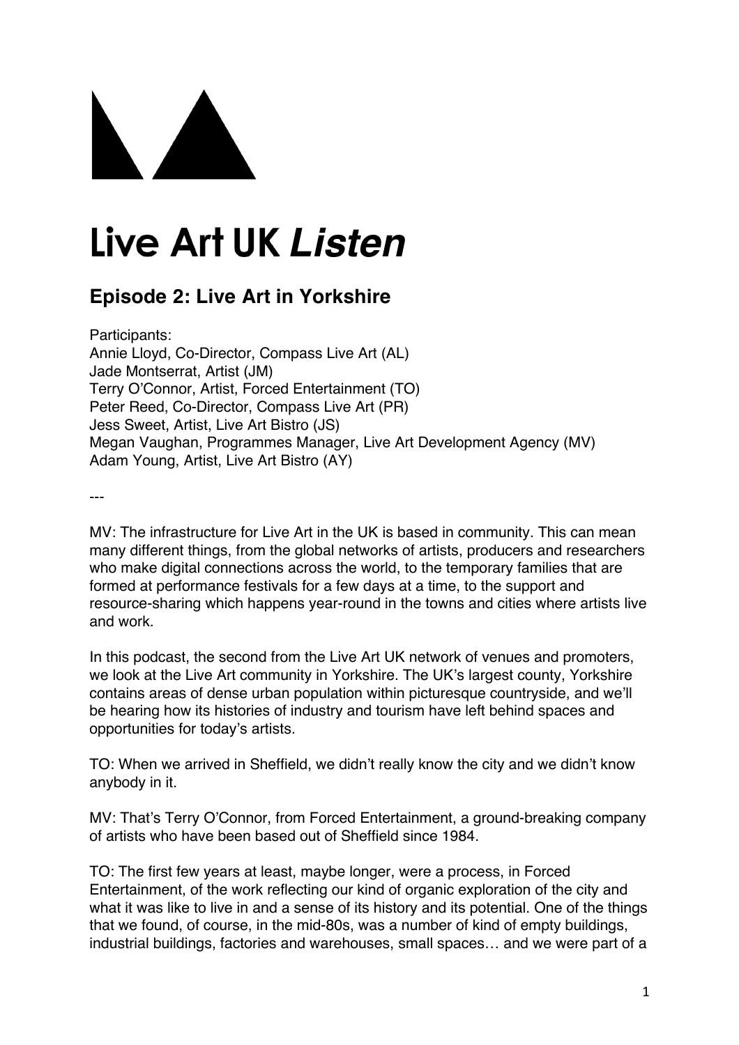# Live Art UK *Listen*

## Episode 2: Live Art in Yorkshire

Participants:
Annie Lloyd, Co-Director, Compass Live Art (AL)
Jade Montserrat, Artist (JM)
Terry O'Connor, Artist, Forced Entertainment (TO)
Peter Reed, Co-Director, Compass Live Art (PR)
Jess Sweet, Artist, Live Art Bistro (JS)
Megan Vaughan, Programmes Manager, Live Art Development Agency (MV)
Adam Young, Artist, Live Art Bistro (AY)

---

MV: The infrastructure for Live Art in the UK is based in community. This can mean many different things, from the global networks of artists, producers and researchers who make digital connections across the world, to the temporary families that are formed at performance festivals for a few days at a time, to the support and resource-sharing which happens year-round in the towns and cities where artists live and work.

In this podcast, the second from the Live Art UK network of venues and promoters, we look at the Live Art community in Yorkshire. The UK's largest county, Yorkshire contains areas of dense urban population within picturesque countryside, and we'll be hearing how its histories of industry and tourism have left behind spaces and opportunities for today's artists.

TO: When we arrived in Sheffield, we didn't really know the city and we didn't know anybody in it.

MV: That's Terry O'Connor, from Forced Entertainment, a ground-breaking company of artists who have been based out of Sheffield since 1984.

TO: The first few years at least, maybe longer, were a process, in Forced Entertainment, of the work reflecting our kind of organic exploration of the city and what it was like to live in and a sense of its history and its potential. One of the things that we found, of course, in the mid-80s, was a number of kind of empty buildings, industrial buildings, factories and warehouses, small spaces… and we were part of a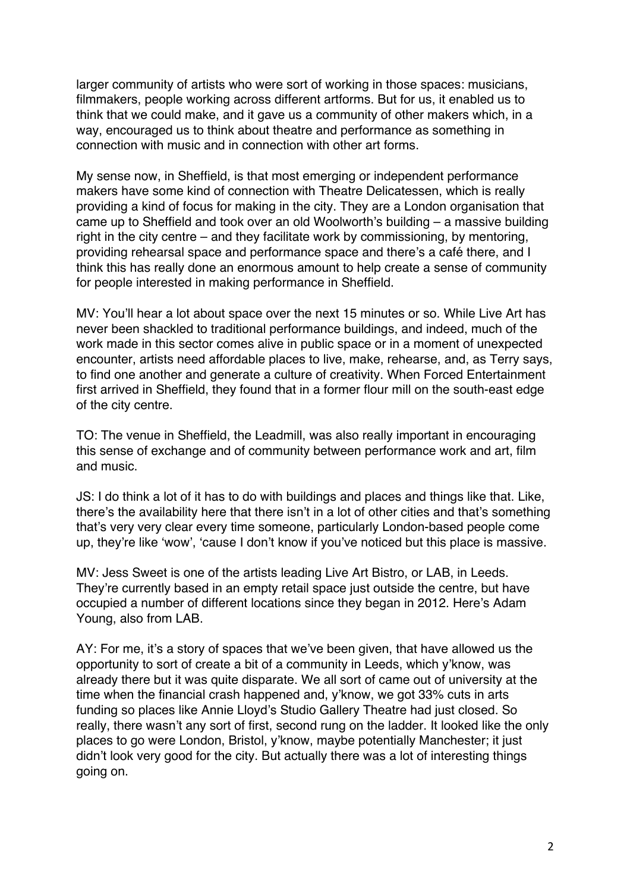larger community of artists who were sort of working in those spaces: musicians, filmmakers, people working across different artforms. But for us, it enabled us to think that we could make, and it gave us a community of other makers which, in a way, encouraged us to think about theatre and performance as something in connection with music and in connection with other art forms.

My sense now, in Sheffield, is that most emerging or independent performance makers have some kind of connection with Theatre Delicatessen, which is really providing a kind of focus for making in the city. They are a London organisation that came up to Sheffield and took over an old Woolworth's building – a massive building right in the city centre – and they facilitate work by commissioning, by mentoring, providing rehearsal space and performance space and there's a café there, and I think this has really done an enormous amount to help create a sense of community for people interested in making performance in Sheffield.

MV: You'll hear a lot about space over the next 15 minutes or so. While Live Art has never been shackled to traditional performance buildings, and indeed, much of the work made in this sector comes alive in public space or in a moment of unexpected encounter, artists need affordable places to live, make, rehearse, and, as Terry says, to find one another and generate a culture of creativity. When Forced Entertainment first arrived in Sheffield, they found that in a former flour mill on the south-east edge of the city centre.

TO: The venue in Sheffield, the Leadmill, was also really important in encouraging this sense of exchange and of community between performance work and art, film and music.

JS: I do think a lot of it has to do with buildings and places and things like that. Like, there's the availability here that there isn't in a lot of other cities and that's something that's very very clear every time someone, particularly London-based people come up, they're like 'wow', 'cause I don't know if you've noticed but this place is massive.

MV: Jess Sweet is one of the artists leading Live Art Bistro, or LAB, in Leeds. They're currently based in an empty retail space just outside the centre, but have occupied a number of different locations since they began in 2012. Here's Adam Young, also from LAB.

AY: For me, it's a story of spaces that we've been given, that have allowed us the opportunity to sort of create a bit of a community in Leeds, which y'know, was already there but it was quite disparate. We all sort of came out of university at the time when the financial crash happened and, y'know, we got 33% cuts in arts funding so places like Annie Lloyd's Studio Gallery Theatre had just closed. So really, there wasn't any sort of first, second rung on the ladder. It looked like the only places to go were London, Bristol, y'know, maybe potentially Manchester; it just didn't look very good for the city. But actually there was a lot of interesting things going on.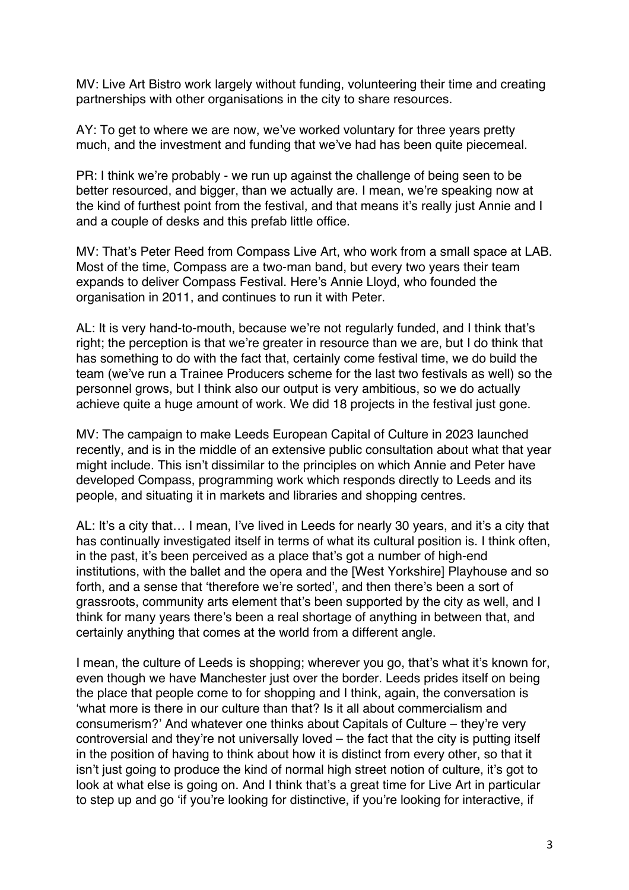MV: Live Art Bistro work largely without funding, volunteering their time and creating partnerships with other organisations in the city to share resources.

AY: To get to where we are now, we've worked voluntary for three years pretty much, and the investment and funding that we've had has been quite piecemeal.

PR: I think we're probably - we run up against the challenge of being seen to be better resourced, and bigger, than we actually are. I mean, we're speaking now at the kind of furthest point from the festival, and that means it's really just Annie and I and a couple of desks and this prefab little office.

MV: That's Peter Reed from Compass Live Art, who work from a small space at LAB. Most of the time, Compass are a two-man band, but every two years their team expands to deliver Compass Festival. Here's Annie Lloyd, who founded the organisation in 2011, and continues to run it with Peter.

AL: It is very hand-to-mouth, because we're not regularly funded, and I think that's right; the perception is that we're greater in resource than we are, but I do think that has something to do with the fact that, certainly come festival time, we do build the team (we've run a Trainee Producers scheme for the last two festivals as well) so the personnel grows, but I think also our output is very ambitious, so we do actually achieve quite a huge amount of work. We did 18 projects in the festival just gone.

MV: The campaign to make Leeds European Capital of Culture in 2023 launched recently, and is in the middle of an extensive public consultation about what that year might include. This isn't dissimilar to the principles on which Annie and Peter have developed Compass, programming work which responds directly to Leeds and its people, and situating it in markets and libraries and shopping centres.

AL: It's a city that… I mean, I've lived in Leeds for nearly 30 years, and it's a city that has continually investigated itself in terms of what its cultural position is. I think often, in the past, it's been perceived as a place that's got a number of high-end institutions, with the ballet and the opera and the [West Yorkshire] Playhouse and so forth, and a sense that 'therefore we're sorted', and then there's been a sort of grassroots, community arts element that's been supported by the city as well, and I think for many years there's been a real shortage of anything in between that, and certainly anything that comes at the world from a different angle.

I mean, the culture of Leeds is shopping; wherever you go, that's what it's known for, even though we have Manchester just over the border. Leeds prides itself on being the place that people come to for shopping and I think, again, the conversation is 'what more is there in our culture than that? Is it all about commercialism and consumerism?' And whatever one thinks about Capitals of Culture – they're very controversial and they're not universally loved – the fact that the city is putting itself in the position of having to think about how it is distinct from every other, so that it isn't just going to produce the kind of normal high street notion of culture, it's got to look at what else is going on. And I think that's a great time for Live Art in particular to step up and go 'if you're looking for distinctive, if you're looking for interactive, if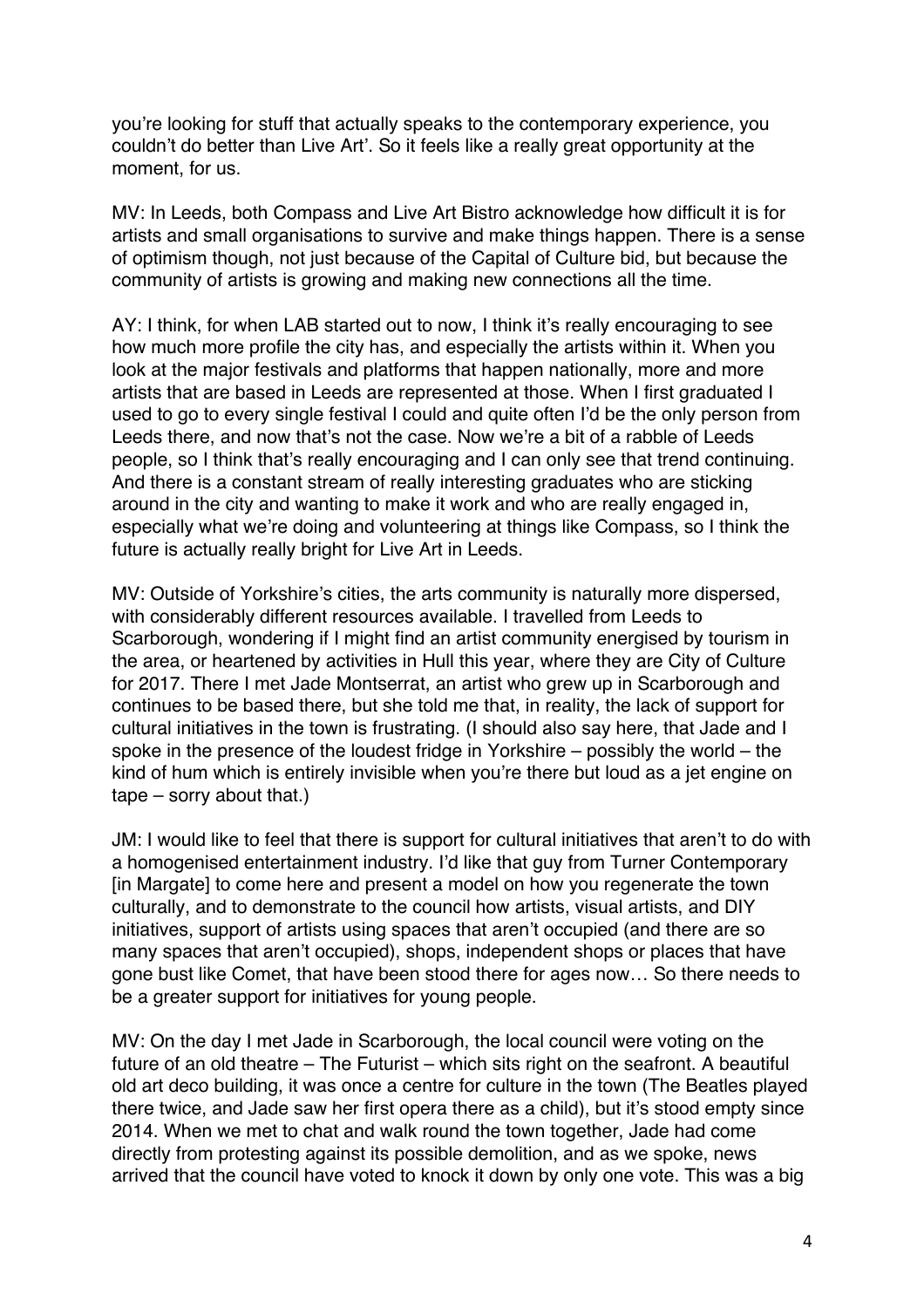you're looking for stuff that actually speaks to the contemporary experience, you couldn't do better than Live Art'. So it feels like a really great opportunity at the moment, for us.

MV: In Leeds, both Compass and Live Art Bistro acknowledge how difficult it is for artists and small organisations to survive and make things happen. There is a sense of optimism though, not just because of the Capital of Culture bid, but because the community of artists is growing and making new connections all the time.

AY: I think, for when LAB started out to now, I think it's really encouraging to see how much more profile the city has, and especially the artists within it. When you look at the major festivals and platforms that happen nationally, more and more artists that are based in Leeds are represented at those. When I first graduated I used to go to every single festival I could and quite often I'd be the only person from Leeds there, and now that's not the case. Now we're a bit of a rabble of Leeds people, so I think that's really encouraging and I can only see that trend continuing. And there is a constant stream of really interesting graduates who are sticking around in the city and wanting to make it work and who are really engaged in, especially what we're doing and volunteering at things like Compass, so I think the future is actually really bright for Live Art in Leeds.

MV: Outside of Yorkshire's cities, the arts community is naturally more dispersed, with considerably different resources available. I travelled from Leeds to Scarborough, wondering if I might find an artist community energised by tourism in the area, or heartened by activities in Hull this year, where they are City of Culture for 2017. There I met Jade Montserrat, an artist who grew up in Scarborough and continues to be based there, but she told me that, in reality, the lack of support for cultural initiatives in the town is frustrating. (I should also say here, that Jade and I spoke in the presence of the loudest fridge in Yorkshire – possibly the world – the kind of hum which is entirely invisible when you're there but loud as a jet engine on tape – sorry about that.)

JM: I would like to feel that there is support for cultural initiatives that aren't to do with a homogenised entertainment industry. I'd like that guy from Turner Contemporary [in Margate] to come here and present a model on how you regenerate the town culturally, and to demonstrate to the council how artists, visual artists, and DIY initiatives, support of artists using spaces that aren't occupied (and there are so many spaces that aren't occupied), shops, independent shops or places that have gone bust like Comet, that have been stood there for ages now… So there needs to be a greater support for initiatives for young people.

MV: On the day I met Jade in Scarborough, the local council were voting on the future of an old theatre – The Futurist – which sits right on the seafront. A beautiful old art deco building, it was once a centre for culture in the town (The Beatles played there twice, and Jade saw her first opera there as a child), but it's stood empty since 2014. When we met to chat and walk round the town together, Jade had come directly from protesting against its possible demolition, and as we spoke, news arrived that the council have voted to knock it down by only one vote. This was a big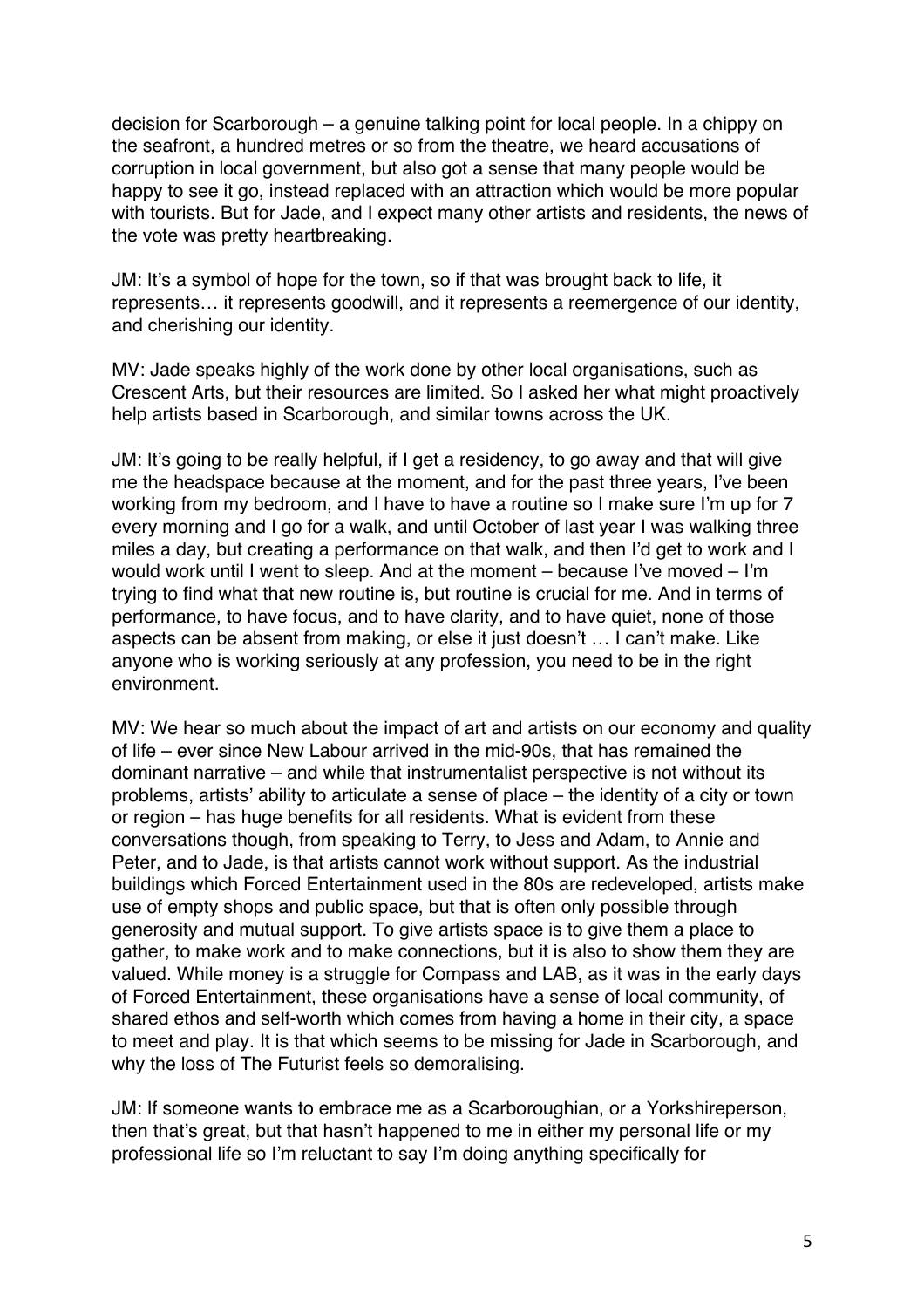decision for Scarborough – a genuine talking point for local people. In a chippy on the seafront, a hundred metres or so from the theatre, we heard accusations of corruption in local government, but also got a sense that many people would be happy to see it go, instead replaced with an attraction which would be more popular with tourists. But for Jade, and I expect many other artists and residents, the news of the vote was pretty heartbreaking.

JM: It's a symbol of hope for the town, so if that was brought back to life, it represents… it represents goodwill, and it represents a reemergence of our identity, and cherishing our identity.

MV: Jade speaks highly of the work done by other local organisations, such as Crescent Arts, but their resources are limited. So I asked her what might proactively help artists based in Scarborough, and similar towns across the UK.

JM: It's going to be really helpful, if I get a residency, to go away and that will give me the headspace because at the moment, and for the past three years, I've been working from my bedroom, and I have to have a routine so I make sure I'm up for 7 every morning and I go for a walk, and until October of last year I was walking three miles a day, but creating a performance on that walk, and then I'd get to work and I would work until I went to sleep. And at the moment – because I've moved – I'm trying to find what that new routine is, but routine is crucial for me. And in terms of performance, to have focus, and to have clarity, and to have quiet, none of those aspects can be absent from making, or else it just doesn't … I can't make. Like anyone who is working seriously at any profession, you need to be in the right environment.

MV: We hear so much about the impact of art and artists on our economy and quality of life – ever since New Labour arrived in the mid-90s, that has remained the dominant narrative – and while that instrumentalist perspective is not without its problems, artists' ability to articulate a sense of place – the identity of a city or town or region – has huge benefits for all residents. What is evident from these conversations though, from speaking to Terry, to Jess and Adam, to Annie and Peter, and to Jade, is that artists cannot work without support. As the industrial buildings which Forced Entertainment used in the 80s are redeveloped, artists make use of empty shops and public space, but that is often only possible through generosity and mutual support. To give artists space is to give them a place to gather, to make work and to make connections, but it is also to show them they are valued. While money is a struggle for Compass and LAB, as it was in the early days of Forced Entertainment, these organisations have a sense of local community, of shared ethos and self-worth which comes from having a home in their city, a space to meet and play. It is that which seems to be missing for Jade in Scarborough, and why the loss of The Futurist feels so demoralising.

JM: If someone wants to embrace me as a Scarboroughian, or a Yorkshireperson, then that's great, but that hasn't happened to me in either my personal life or my professional life so I'm reluctant to say I'm doing anything specifically for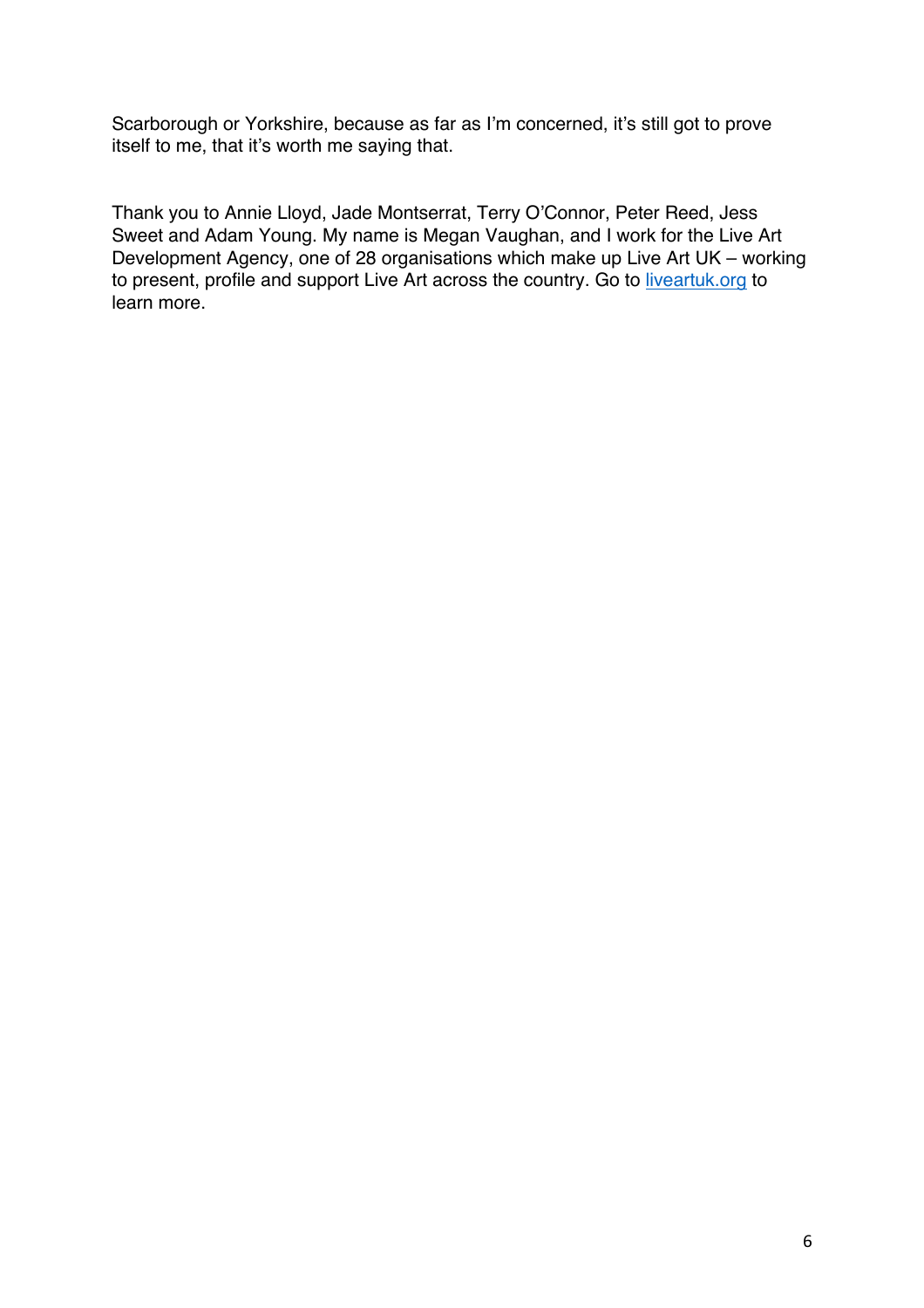Scarborough or Yorkshire, because as far as I'm concerned, it's still got to prove itself to me, that it's worth me saying that.

Thank you to Annie Lloyd, Jade Montserrat, Terry O'Connor, Peter Reed, Jess Sweet and Adam Young. My name is Megan Vaughan, and I work for the Live Art Development Agency, one of 28 organisations which make up Live Art UK – working to present, profile and support Live Art across the country. Go to [liveartuk.org](liveartuk.org) to learn more.